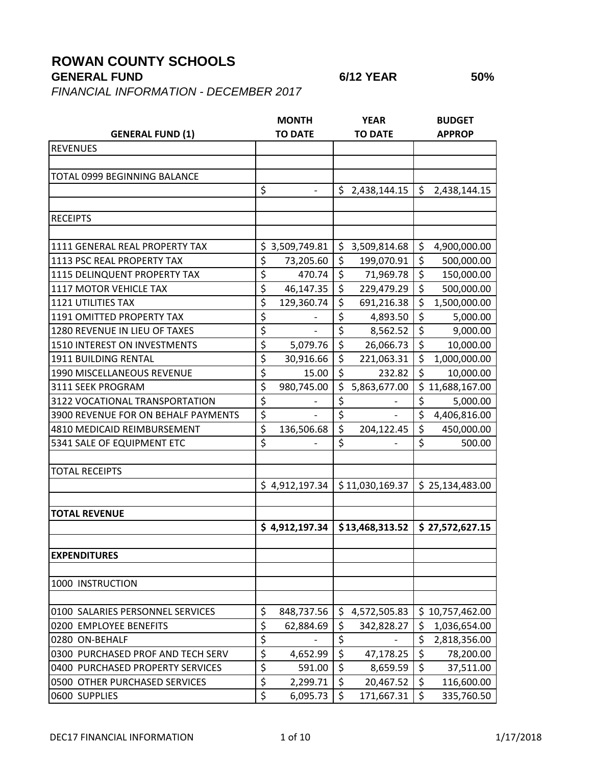# ROWAN COUNTY SCHOOLS

**GENERAL FUND** **6/12 YEAR** **50%**

*FINANCIAL INFORMATION - DECEMBER 2017*

| GENERAL FUND (1) | MONTH TO DATE | YEAR TO DATE | BUDGET APPROP |
|---|---|---|---|
| REVENUES | | | |
| | | | |
| TOTAL 0999 BEGINNING BALANCE | | | |
| | $ - | $ 2,438,144.15 | $ 2,438,144.15 |
| | | | |
| RECEIPTS | | | |
| | | | |
| 1111 GENERAL REAL PROPERTY TAX | $ 3,509,749.81 | $ 3,509,814.68 | $ 4,900,000.00 |
| 1113 PSC REAL PROPERTY TAX | $ 73,205.60 | $ 199,070.91 | $ 500,000.00 |
| 1115 DELINQUENT PROPERTY TAX | $ 470.74 | $ 71,969.78 | $ 150,000.00 |
| 1117 MOTOR VEHICLE TAX | $ 46,147.35 | $ 229,479.29 | $ 500,000.00 |
| 1121 UTILITIES TAX | $ 129,360.74 | $ 691,216.38 | $ 1,500,000.00 |
| 1191 OMITTED PROPERTY TAX | $ - | $ 4,893.50 | $ 5,000.00 |
| 1280 REVENUE IN LIEU OF TAXES | $ - | $ 8,562.52 | $ 9,000.00 |
| 1510 INTEREST ON INVESTMENTS | $ 5,079.76 | $ 26,066.73 | $ 10,000.00 |
| 1911 BUILDING RENTAL | $ 30,916.66 | $ 221,063.31 | $ 1,000,000.00 |
| 1990 MISCELLANEOUS REVENUE | $ 15.00 | $ 232.82 | $ 10,000.00 |
| 3111 SEEK PROGRAM | $ 980,745.00 | $ 5,863,677.00 | $ 11,688,167.00 |
| 3122 VOCATIONAL TRANSPORTATION | $ - | $ - | $ 5,000.00 |
| 3900 REVENUE FOR ON BEHALF PAYMENTS | $ - | $ - | $ 4,406,816.00 |
| 4810 MEDICAID REIMBURSEMENT | $ 136,506.68 | $ 204,122.45 | $ 450,000.00 |
| 5341 SALE OF EQUIPMENT ETC | $ - | $ - | $ 500.00 |
| | | | |
| TOTAL RECEIPTS | | | |
| | $ 4,912,197.34 | $ 11,030,169.37 | $ 25,134,483.00 |
| | | | |
| **TOTAL REVENUE** | | | |
| | **$ 4,912,197.34** | **$ 13,468,313.52** | **$ 27,572,627.15** |
| | | | |
| **EXPENDITURES** | | | |
| | | | |
| 1000 INSTRUCTION | | | |
| | | | |
| 0100 SALARIES PERSONNEL SERVICES | $ 848,737.56 | $ 4,572,505.83 | $ 10,757,462.00 |
| 0200 EMPLOYEE BENEFITS | $ 62,884.69 | $ 342,828.27 | $ 1,036,654.00 |
| 0280 ON-BEHALF | $ - | $ - | $ 2,818,356.00 |
| 0300 PURCHASED PROF AND TECH SERV | $ 4,652.99 | $ 47,178.25 | $ 78,200.00 |
| 0400 PURCHASED PROPERTY SERVICES | $ 591.00 | $ 8,659.59 | $ 37,511.00 |
| 0500 OTHER PURCHASED SERVICES | $ 2,299.71 | $ 20,467.52 | $ 116,600.00 |
| 0600 SUPPLIES | $ 6,095.73 | $ 171,667.31 | $ 335,760.50 |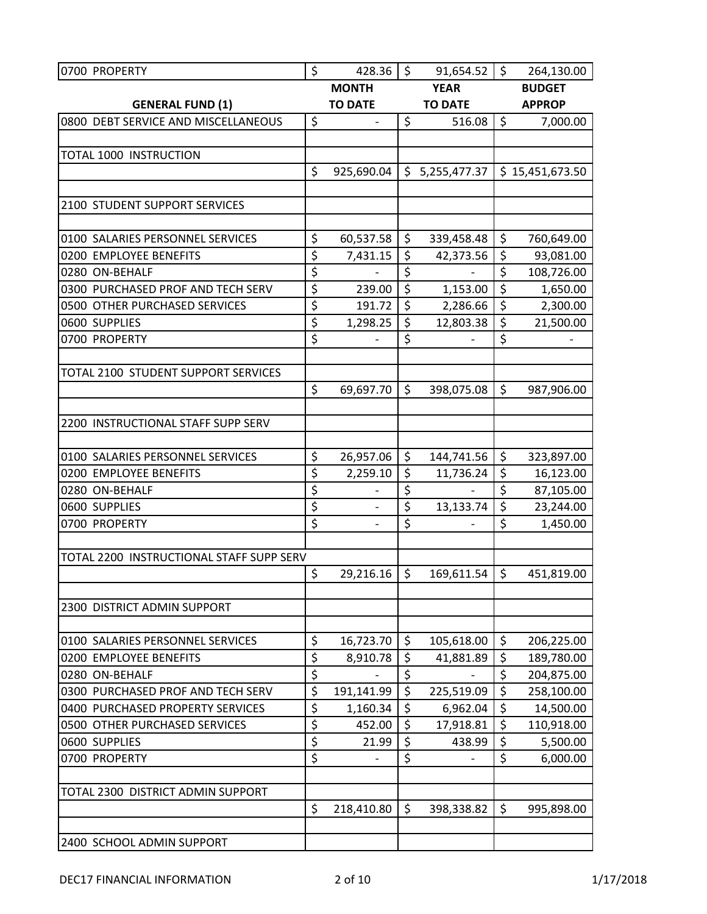| 0700 PROPERTY | $ 428.36 | $ 91,654.52 | $ 264,130.00 |
|---|---|---|---|
| **GENERAL FUND (1)** | **MONTH TO DATE** | **YEAR TO DATE** | **BUDGET APPROP** |
| 0800 DEBT SERVICE AND MISCELLANEOUS | $ - | $ 516.08 | $ 7,000.00 |
| | | | |
| TOTAL 1000 INSTRUCTION | | | |
| | $ 925,690.04 | $ 5,255,477.37 | $ 15,451,673.50 |
| | | | |
| 2100 STUDENT SUPPORT SERVICES | | | |
| | | | |
| 0100 SALARIES PERSONNEL SERVICES | $ 60,537.58 | $ 339,458.48 | $ 760,649.00 |
| 0200 EMPLOYEE BENEFITS | $ 7,431.15 | $ 42,373.56 | $ 93,081.00 |
| 0280 ON-BEHALF | $ - | $ - | $ 108,726.00 |
| 0300 PURCHASED PROF AND TECH SERV | $ 239.00 | $ 1,153.00 | $ 1,650.00 |
| 0500 OTHER PURCHASED SERVICES | $ 191.72 | $ 2,286.66 | $ 2,300.00 |
| 0600 SUPPLIES | $ 1,298.25 | $ 12,803.38 | $ 21,500.00 |
| 0700 PROPERTY | $ - | $ - | $ - |
| | | | |
| TOTAL 2100 STUDENT SUPPORT SERVICES | | | |
| | $ 69,697.70 | $ 398,075.08 | $ 987,906.00 |
| | | | |
| 2200 INSTRUCTIONAL STAFF SUPP SERV | | | |
| | | | |
| 0100 SALARIES PERSONNEL SERVICES | $ 26,957.06 | $ 144,741.56 | $ 323,897.00 |
| 0200 EMPLOYEE BENEFITS | $ 2,259.10 | $ 11,736.24 | $ 16,123.00 |
| 0280 ON-BEHALF | $ - | $ - | $ 87,105.00 |
| 0600 SUPPLIES | $ - | $ 13,133.74 | $ 23,244.00 |
| 0700 PROPERTY | $ - | $ - | $ 1,450.00 |
| | | | |
| TOTAL 2200 INSTRUCTIONAL STAFF SUPP SERV | | | |
| | $ 29,216.16 | $ 169,611.54 | $ 451,819.00 |
| | | | |
| 2300 DISTRICT ADMIN SUPPORT | | | |
| | | | |
| 0100 SALARIES PERSONNEL SERVICES | $ 16,723.70 | $ 105,618.00 | $ 206,225.00 |
| 0200 EMPLOYEE BENEFITS | $ 8,910.78 | $ 41,881.89 | $ 189,780.00 |
| 0280 ON-BEHALF | $ - | $ - | $ 204,875.00 |
| 0300 PURCHASED PROF AND TECH SERV | $ 191,141.99 | $ 225,519.09 | $ 258,100.00 |
| 0400 PURCHASED PROPERTY SERVICES | $ 1,160.34 | $ 6,962.04 | $ 14,500.00 |
| 0500 OTHER PURCHASED SERVICES | $ 452.00 | $ 17,918.81 | $ 110,918.00 |
| 0600 SUPPLIES | $ 21.99 | $ 438.99 | $ 5,500.00 |
| 0700 PROPERTY | $ - | $ - | $ 6,000.00 |
| | | | |
| TOTAL 2300 DISTRICT ADMIN SUPPORT | | | |
| | $ 218,410.80 | $ 398,338.82 | $ 995,898.00 |
| | | | |
| 2400 SCHOOL ADMIN SUPPORT | | | |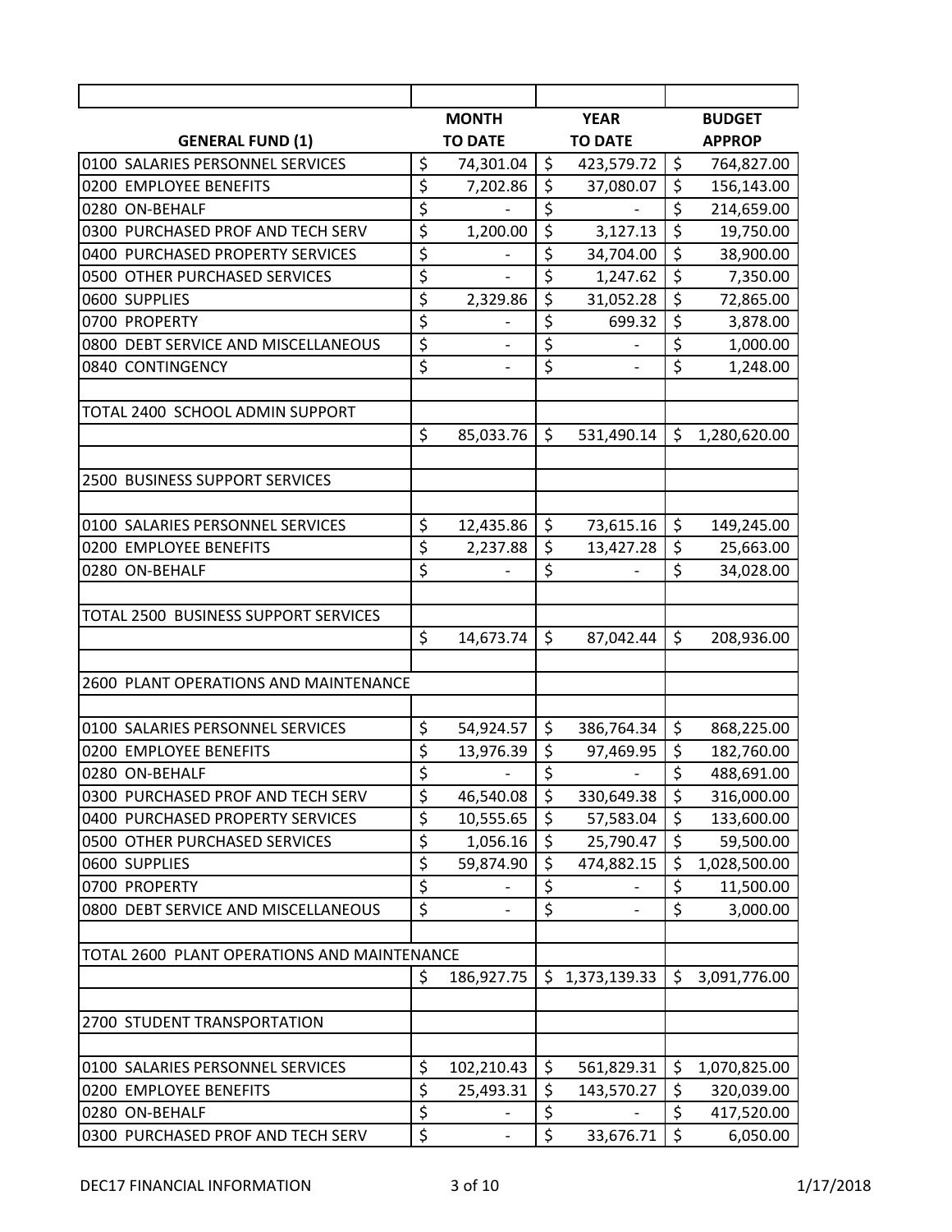| GENERAL FUND (1) | MONTH TO DATE | YEAR TO DATE | BUDGET APPROP |
|---|---|---|---|
| 0100 SALARIES PERSONNEL SERVICES | $ 74,301.04 | $ 423,579.72 | $ 764,827.00 |
| 0200 EMPLOYEE BENEFITS | $ 7,202.86 | $ 37,080.07 | $ 156,143.00 |
| 0280 ON-BEHALF | $ - | $ - | $ 214,659.00 |
| 0300 PURCHASED PROF AND TECH SERV | $ 1,200.00 | $ 3,127.13 | $ 19,750.00 |
| 0400 PURCHASED PROPERTY SERVICES | $ - | $ 34,704.00 | $ 38,900.00 |
| 0500 OTHER PURCHASED SERVICES | $ - | $ 1,247.62 | $ 7,350.00 |
| 0600 SUPPLIES | $ 2,329.86 | $ 31,052.28 | $ 72,865.00 |
| 0700 PROPERTY | $ - | $ 699.32 | $ 3,878.00 |
| 0800 DEBT SERVICE AND MISCELLANEOUS | $ - | $ - | $ 1,000.00 |
| 0840 CONTINGENCY | $ - | $ - | $ 1,248.00 |
| | | | |
| TOTAL 2400 SCHOOL ADMIN SUPPORT | | | |
| | $ 85,033.76 | $ 531,490.14 | $ 1,280,620.00 |
| | | | |
| 2500 BUSINESS SUPPORT SERVICES | | | |
| | | | |
| 0100 SALARIES PERSONNEL SERVICES | $ 12,435.86 | $ 73,615.16 | $ 149,245.00 |
| 0200 EMPLOYEE BENEFITS | $ 2,237.88 | $ 13,427.28 | $ 25,663.00 |
| 0280 ON-BEHALF | $ - | $ - | $ 34,028.00 |
| | | | |
| TOTAL 2500 BUSINESS SUPPORT SERVICES | | | |
| | $ 14,673.74 | $ 87,042.44 | $ 208,936.00 |
| | | | |
| 2600 PLANT OPERATIONS AND MAINTENANCE | | | |
| | | | |
| 0100 SALARIES PERSONNEL SERVICES | $ 54,924.57 | $ 386,764.34 | $ 868,225.00 |
| 0200 EMPLOYEE BENEFITS | $ 13,976.39 | $ 97,469.95 | $ 182,760.00 |
| 0280 ON-BEHALF | $ - | $ - | $ 488,691.00 |
| 0300 PURCHASED PROF AND TECH SERV | $ 46,540.08 | $ 330,649.38 | $ 316,000.00 |
| 0400 PURCHASED PROPERTY SERVICES | $ 10,555.65 | $ 57,583.04 | $ 133,600.00 |
| 0500 OTHER PURCHASED SERVICES | $ 1,056.16 | $ 25,790.47 | $ 59,500.00 |
| 0600 SUPPLIES | $ 59,874.90 | $ 474,882.15 | $ 1,028,500.00 |
| 0700 PROPERTY | $ - | $ - | $ 11,500.00 |
| 0800 DEBT SERVICE AND MISCELLANEOUS | $ - | $ - | $ 3,000.00 |
| | | | |
| TOTAL 2600 PLANT OPERATIONS AND MAINTENANCE | | | |
| | $ 186,927.75 | $ 1,373,139.33 | $ 3,091,776.00 |
| | | | |
| 2700 STUDENT TRANSPORTATION | | | |
| | | | |
| 0100 SALARIES PERSONNEL SERVICES | $ 102,210.43 | $ 561,829.31 | $ 1,070,825.00 |
| 0200 EMPLOYEE BENEFITS | $ 25,493.31 | $ 143,570.27 | $ 320,039.00 |
| 0280 ON-BEHALF | $ - | $ - | $ 417,520.00 |
| 0300 PURCHASED PROF AND TECH SERV | $ - | $ 33,676.71 | $ 6,050.00 |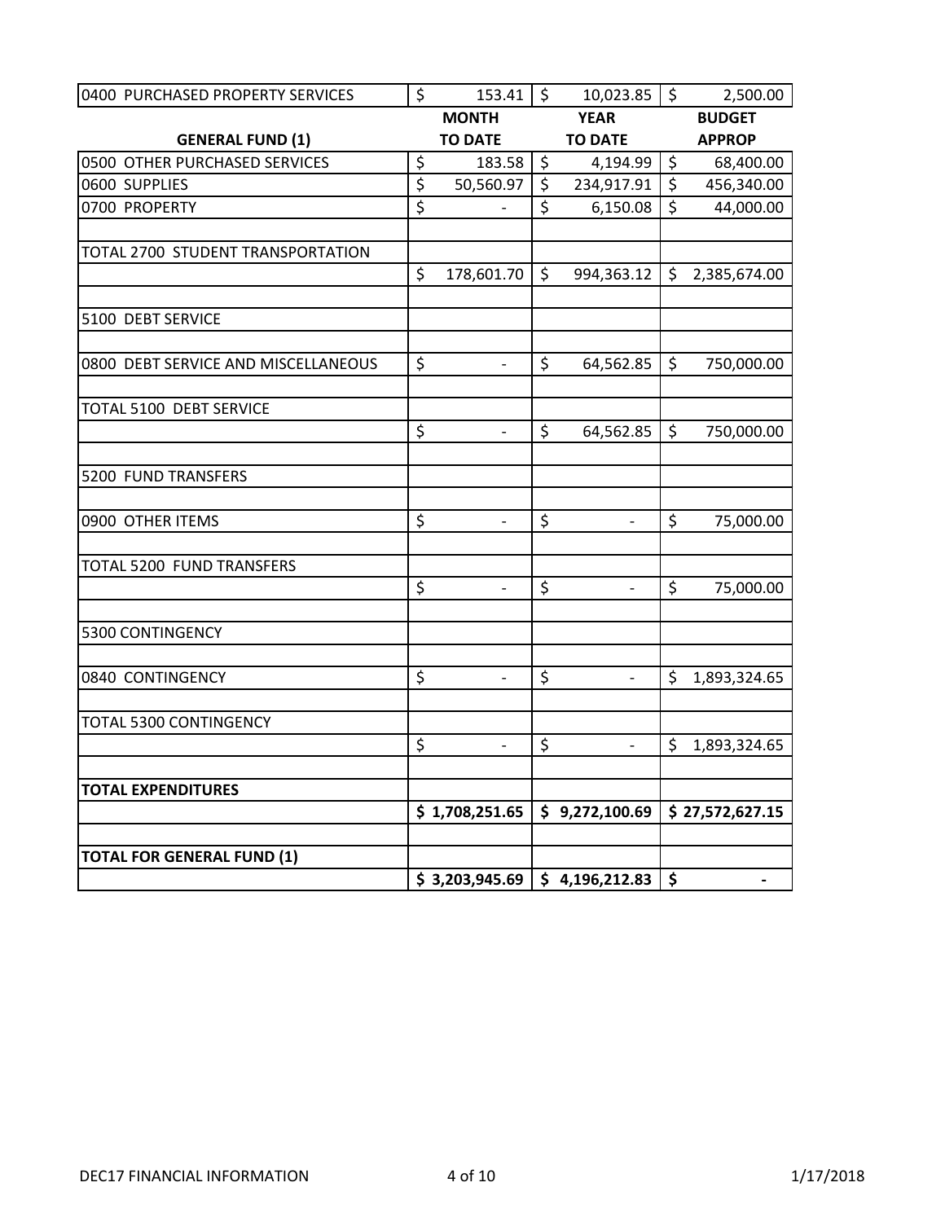| | | | |
|---|---|---|---|
| 0400 PURCHASED PROPERTY SERVICES | $ 153.41 | $ 10,023.85 | $ 2,500.00 |
| **GENERAL FUND (1)** | **MONTH TO DATE** | **YEAR TO DATE** | **BUDGET APPROP** |
| 0500 OTHER PURCHASED SERVICES | $ 183.58 | $ 4,194.99 | $ 68,400.00 |
| 0600 SUPPLIES | $ 50,560.97 | $ 234,917.91 | $ 456,340.00 |
| 0700 PROPERTY | $ - | $ 6,150.08 | $ 44,000.00 |
| | | | |
| TOTAL 2700 STUDENT TRANSPORTATION | | | |
| | $ 178,601.70 | $ 994,363.12 | $ 2,385,674.00 |
| | | | |
| 5100 DEBT SERVICE | | | |
| | | | |
| 0800 DEBT SERVICE AND MISCELLANEOUS | $ - | $ 64,562.85 | $ 750,000.00 |
| | | | |
| TOTAL 5100 DEBT SERVICE | | | |
| | $ - | $ 64,562.85 | $ 750,000.00 |
| | | | |
| 5200 FUND TRANSFERS | | | |
| | | | |
| 0900 OTHER ITEMS | $ - | $ - | $ 75,000.00 |
| | | | |
| TOTAL 5200 FUND TRANSFERS | | | |
| | $ - | $ - | $ 75,000.00 |
| | | | |
| 5300 CONTINGENCY | | | |
| | | | |
| 0840 CONTINGENCY | $ - | $ - | $ 1,893,324.65 |
| | | | |
| TOTAL 5300 CONTINGENCY | | | |
| | $ - | $ - | $ 1,893,324.65 |
| | | | |
| **TOTAL EXPENDITURES** | | | |
| | **$ 1,708,251.65** | **$ 9,272,100.69** | **$ 27,572,627.15** |
| | | | |
| **TOTAL FOR GENERAL FUND (1)** | | | |
| | **$ 3,203,945.69** | **$ 4,196,212.83** | **$ -** |

DEC17 FINANCIAL INFORMATION 1/17/2018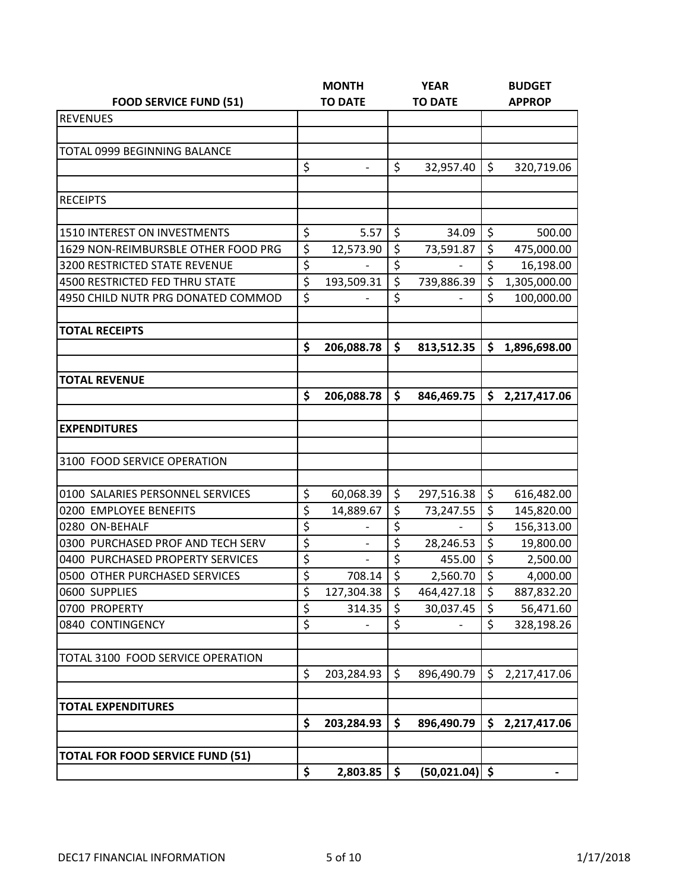| FOOD SERVICE FUND (51) | MONTH TO DATE | YEAR TO DATE | BUDGET APPROP |
|---|---|---|---|
| REVENUES | | | |
| | | | |
| TOTAL 0999 BEGINNING BALANCE | | | |
| | $ - | $ 32,957.40 | $ 320,719.06 |
| | | | |
| RECEIPTS | | | |
| | | | |
| 1510 INTEREST ON INVESTMENTS | $ 5.57 | $ 34.09 | $ 500.00 |
| 1629 NON-REIMBURSBLE OTHER FOOD PRG | $ 12,573.90 | $ 73,591.87 | $ 475,000.00 |
| 3200 RESTRICTED STATE REVENUE | $ - | $ - | $ 16,198.00 |
| 4500 RESTRICTED FED THRU STATE | $ 193,509.31 | $ 739,886.39 | $ 1,305,000.00 |
| 4950 CHILD NUTR PRG DONATED COMMOD | $ - | $ - | $ 100,000.00 |
| | | | |
| **TOTAL RECEIPTS** | | | |
| | **$ 206,088.78** | **$ 813,512.35** | **$ 1,896,698.00** |
| | | | |
| **TOTAL REVENUE** | | | |
| | **$ 206,088.78** | **$ 846,469.75** | **$ 2,217,417.06** |
| | | | |
| **EXPENDITURES** | | | |
| | | | |
| 3100 FOOD SERVICE OPERATION | | | |
| | | | |
| 0100 SALARIES PERSONNEL SERVICES | $ 60,068.39 | $ 297,516.38 | $ 616,482.00 |
| 0200 EMPLOYEE BENEFITS | $ 14,889.67 | $ 73,247.55 | $ 145,820.00 |
| 0280 ON-BEHALF | $ - | $ - | $ 156,313.00 |
| 0300 PURCHASED PROF AND TECH SERV | $ - | $ 28,246.53 | $ 19,800.00 |
| 0400 PURCHASED PROPERTY SERVICES | $ - | $ 455.00 | $ 2,500.00 |
| 0500 OTHER PURCHASED SERVICES | $ 708.14 | $ 2,560.70 | $ 4,000.00 |
| 0600 SUPPLIES | $ 127,304.38 | $ 464,427.18 | $ 887,832.20 |
| 0700 PROPERTY | $ 314.35 | $ 30,037.45 | $ 56,471.60 |
| 0840 CONTINGENCY | $ - | $ - | $ 328,198.26 |
| | | | |
| TOTAL 3100 FOOD SERVICE OPERATION | | | |
| | $ 203,284.93 | $ 896,490.79 | $ 2,217,417.06 |
| | | | |
| **TOTAL EXPENDITURES** | | | |
| | **$ 203,284.93** | **$ 896,490.79** | **$ 2,217,417.06** |
| | | | |
| **TOTAL FOR FOOD SERVICE FUND (51)** | | | |
| | **$ 2,803.85** | **$ (50,021.04)** | **$ -** |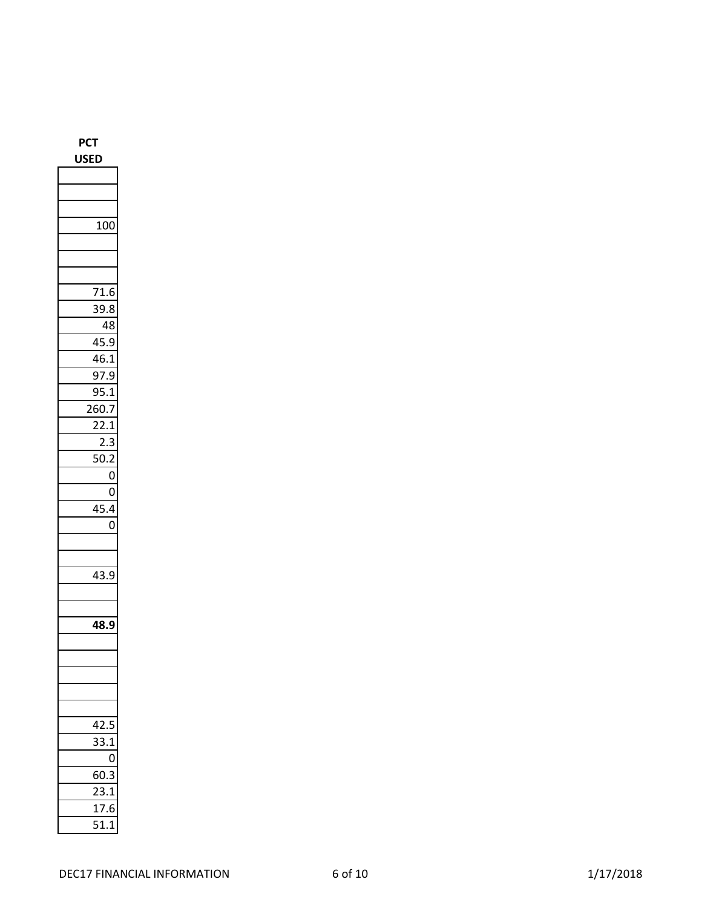| PCT USED |
| --- |
| |
| |
| |
| 100 |
| |
| |
| |
| 71.6 |
| 39.8 |
| 48 |
| 45.9 |
| 46.1 |
| 97.9 |
| 95.1 |
| 260.7 |
| 22.1 |
| 2.3 |
| 50.2 |
| 0 |
| 0 |
| 45.4 |
| 0 |
| |
| |
| 43.9 |
| |
| |
| **48.9** |
| |
| |
| |
| |
| |
| 42.5 |
| 33.1 |
| 0 |
| 60.3 |
| 23.1 |
| 17.6 |
| 51.1 |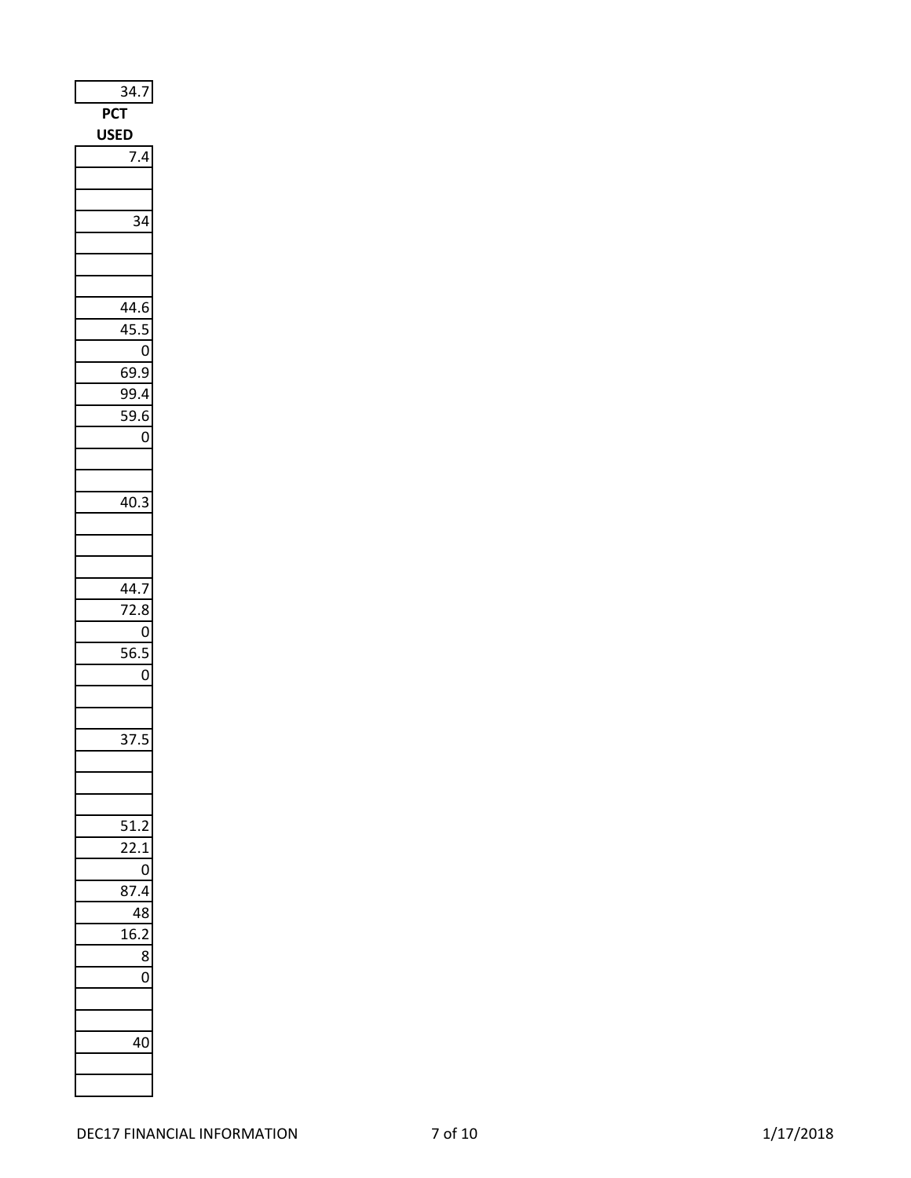| 34.7 |
|---|

| PCT USED |
|---|
| 7.4 |
| |
| |
| 34 |
| |
| |
| |
| 44.6 |
| 45.5 |
| 0 |
| 69.9 |
| 99.4 |
| 59.6 |
| 0 |
| |
| |
| 40.3 |
| |
| |
| |
| 44.7 |
| 72.8 |
| 0 |
| 56.5 |
| 0 |
| |
| |
| 37.5 |
| |
| |
| |
| 51.2 |
| 22.1 |
| 0 |
| 87.4 |
| 48 |
| 16.2 |
| 8 |
| 0 |
| |
| |
| 40 |
| |
| |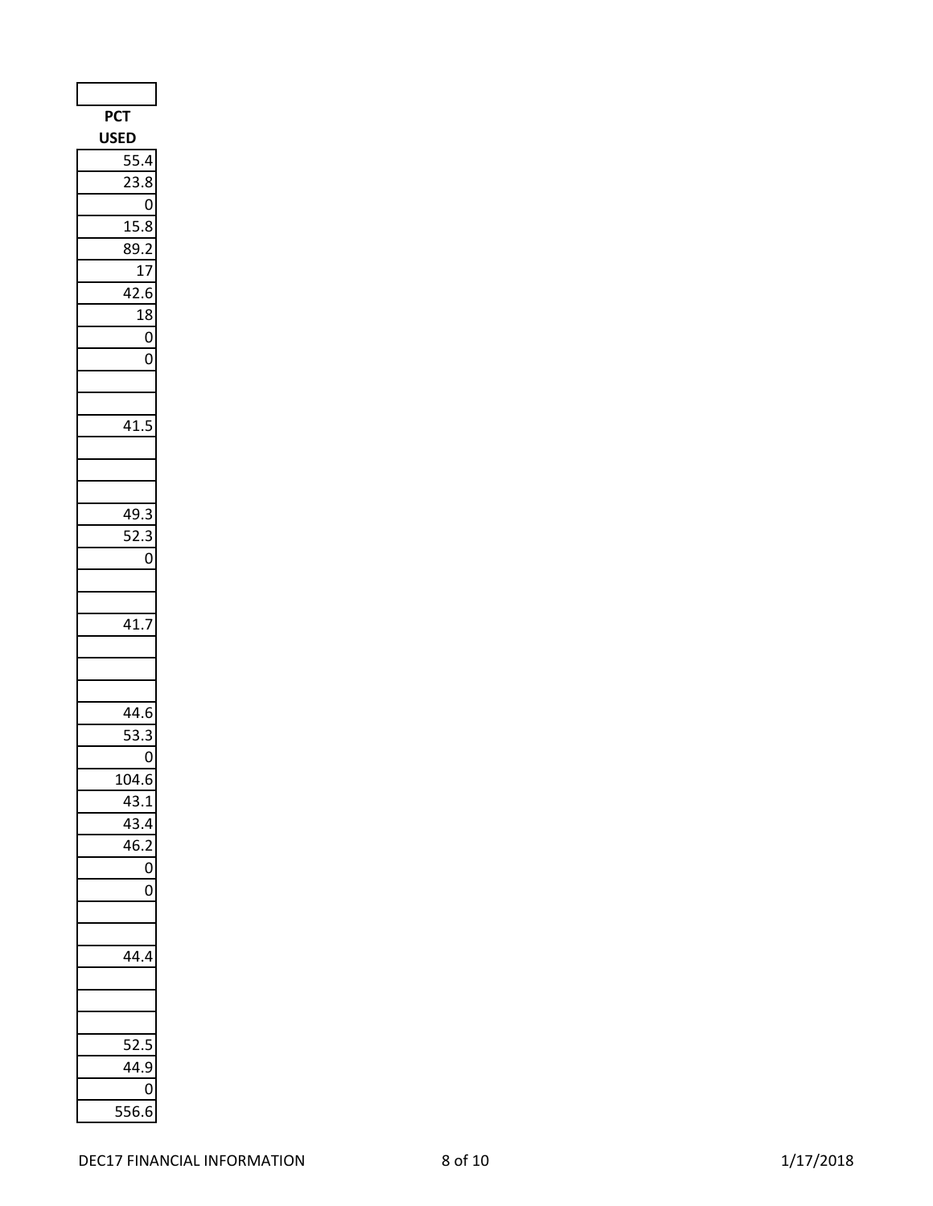| PCT USED |
|---|
| 55.4 |
| 23.8 |
| 0 |
| 15.8 |
| 89.2 |
| 17 |
| 42.6 |
| 18 |
| 0 |
| 0 |
| |
| |
| 41.5 |
| |
| |
| |
| 49.3 |
| 52.3 |
| 0 |
| |
| |
| 41.7 |
| |
| |
| |
| 44.6 |
| 53.3 |
| 0 |
| 104.6 |
| 43.1 |
| 43.4 |
| 46.2 |
| 0 |
| 0 |
| |
| |
| 44.4 |
| |
| |
| |
| 52.5 |
| 44.9 |
| 0 |
| 556.6 |

DEC17 FINANCIAL INFORMATION 1/17/2018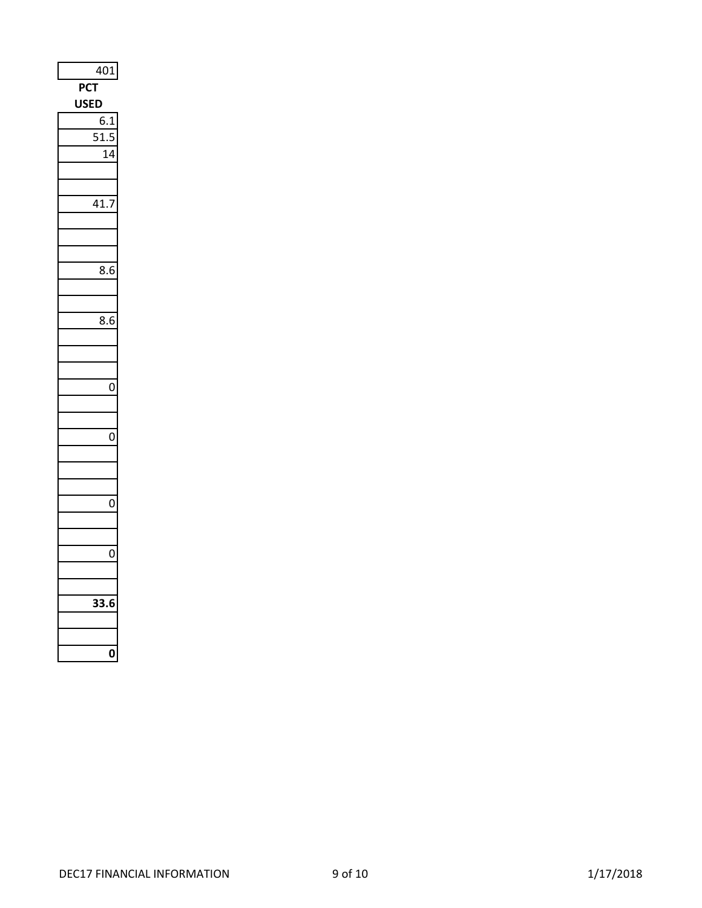| 401 |
|---|
| **PCT USED** |
| 6.1 |
| 51.5 |
| 14 |
| |
| |
| 41.7 |
| |
| |
| |
| 8.6 |
| |
| |
| 8.6 |
| |
| |
| |
| 0 |
| |
| |
| 0 |
| |
| |
| |
| 0 |
| |
| |
| 0 |
| |
| |
| **33.6** |
| |
| |
| **0** |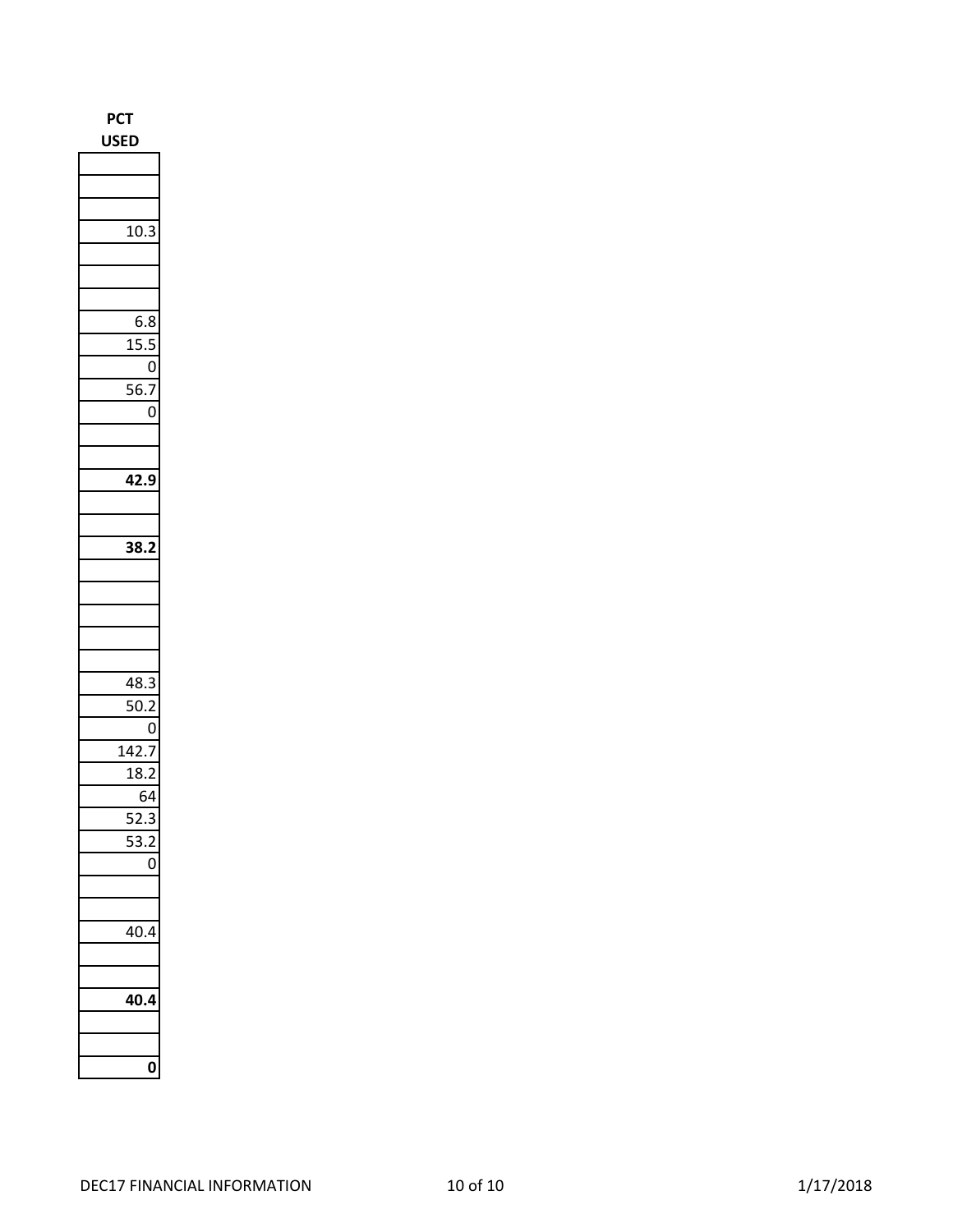| PCT USED |
|---|
| |
| |
| |
| 10.3 |
| |
| |
| |
| 6.8 |
| 15.5 |
| 0 |
| 56.7 |
| 0 |
| |
| |
| **42.9** |
| |
| |
| **38.2** |
| |
| |
| |
| |
| |
| 48.3 |
| 50.2 |
| 0 |
| 142.7 |
| 18.2 |
| 64 |
| 52.3 |
| 53.2 |
| 0 |
| |
| |
| 40.4 |
| |
| |
| **40.4** |
| |
| |
| **0** |